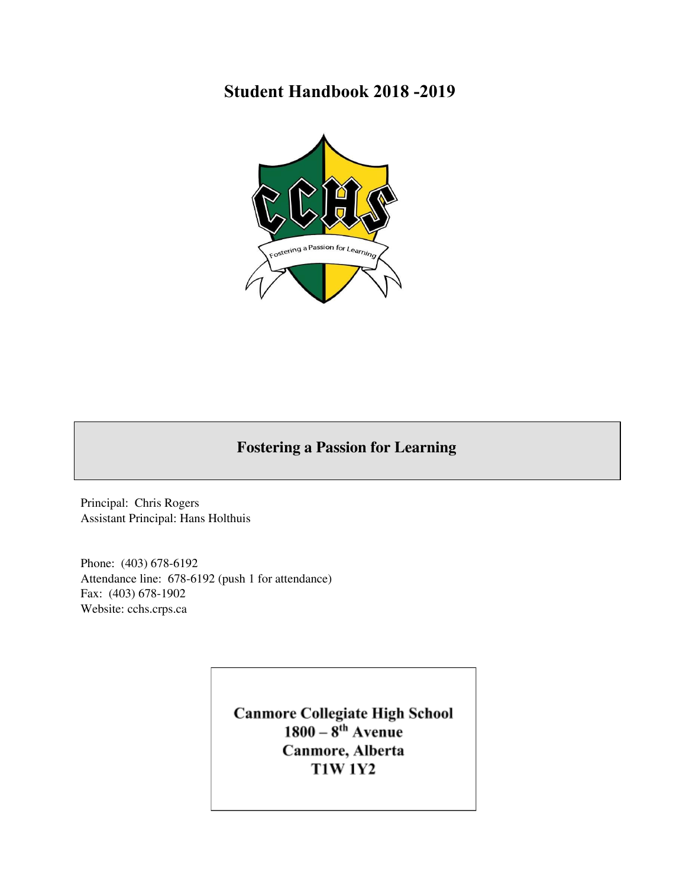# Student Handbook 2018 -2019

## Fostering a Passion for Learning

Principal: Chris Rogers
Assistant Principal: Hans Holthuis

Phone: (403) 678-6192
Attendance line: 678-6192 (push 1 for attendance)
Fax: (403) 678-1902
Website: cchs.crps.ca

**Canmore Collegiate High School**
**1800 – 8th Avenue**
**Canmore, Alberta**
**T1W 1Y2**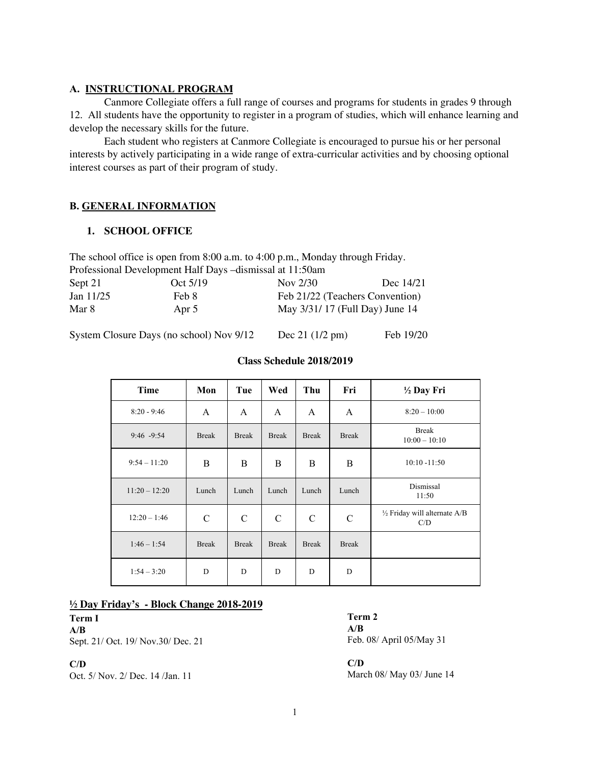## A. INSTRUCTIONAL PROGRAM

Canmore Collegiate offers a full range of courses and programs for students in grades 9 through 12. All students have the opportunity to register in a program of studies, which will enhance learning and develop the necessary skills for the future.

Each student who registers at Canmore Collegiate is encouraged to pursue his or her personal interests by actively participating in a wide range of extra-curricular activities and by choosing optional interest courses as part of their program of study.

## B. GENERAL INFORMATION

### 1. SCHOOL OFFICE

The school office is open from 8:00 a.m. to 4:00 p.m., Monday through Friday.
Professional Development Half Days –dismissal at 11:50am

| | | | |
|---|---|---|---|
| Sept 21 | Oct 5/19 | Nov 2/30 | Dec 14/21 |
| Jan 11/25 | Feb 8 | Feb 21/22 (Teachers Convention) | |
| Mar 8 | Apr 5 | May 3/31/ 17 (Full Day) June 14 | |

System Closure Days (no school) Nov 9/12 Dec 21 (1/2 pm) Feb 19/20

**Class Schedule 2018/2019**

| Time | Mon | Tue | Wed | Thu | Fri | ½ Day Fri |
|---|---|---|---|---|---|---|
| 8:20 - 9:46 | A | A | A | A | A | 8:20 – 10:00 |
| 9:46 -9:54 | Break | Break | Break | Break | Break | Break 10:00 – 10:10 |
| 9:54 – 11:20 | B | B | B | B | B | 10:10 -11:50 |
| 11:20 – 12:20 | Lunch | Lunch | Lunch | Lunch | Lunch | Dismissal 11:50 |
| 12:20 – 1:46 | C | C | C | C | C | ½ Friday will alternate A/B C/D |
| 1:46 – 1:54 | Break | Break | Break | Break | Break | |
| 1:54 – 3:20 | D | D | D | D | D | |

**½ Day Friday's - Block Change 2018-2019**

**Term I**

**A/B**
Sept. 21/ Oct. 19/ Nov.30/ Dec. 21

**C/D**
Oct. 5/ Nov. 2/ Dec. 14 /Jan. 11

**Term 2**

**A/B**
Feb. 08/ April 05/May 31

**C/D**
March 08/ May 03/ June 14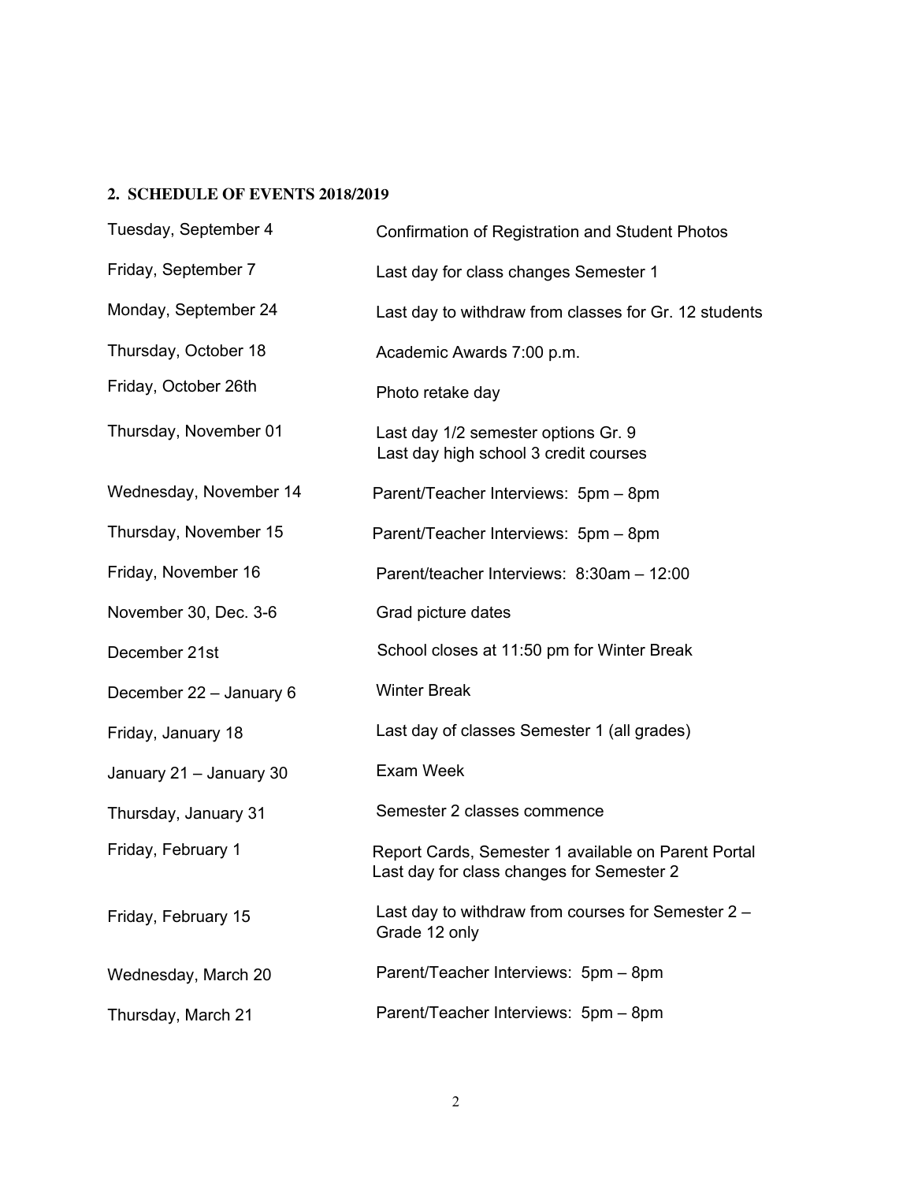## 2. SCHEDULE OF EVENTS 2018/2019

| | |
|---|---|
| Tuesday, September 4 | Confirmation of Registration and Student Photos |
| Friday, September 7 | Last day for class changes Semester 1 |
| Monday, September 24 | Last day to withdraw from classes for Gr. 12 students |
| Thursday, October 18 | Academic Awards 7:00 p.m. |
| Friday, October 26th | Photo retake day |
| Thursday, November 01 | Last day 1/2 semester options Gr. 9<br>Last day high school 3 credit courses |
| Wednesday, November 14 | Parent/Teacher Interviews: 5pm – 8pm |
| Thursday, November 15 | Parent/Teacher Interviews: 5pm – 8pm |
| Friday, November 16 | Parent/teacher Interviews: 8:30am – 12:00 |
| November 30, Dec. 3-6 | Grad picture dates |
| December 21st | School closes at 11:50 pm for Winter Break |
| December 22 – January 6 | Winter Break |
| Friday, January 18 | Last day of classes Semester 1 (all grades) |
| January 21 – January 30 | Exam Week |
| Thursday, January 31 | Semester 2 classes commence |
| Friday, February 1 | Report Cards, Semester 1 available on Parent Portal<br>Last day for class changes for Semester 2 |
| Friday, February 15 | Last day to withdraw from courses for Semester 2 – Grade 12 only |
| Wednesday, March 20 | Parent/Teacher Interviews: 5pm – 8pm |
| Thursday, March 21 | Parent/Teacher Interviews: 5pm – 8pm |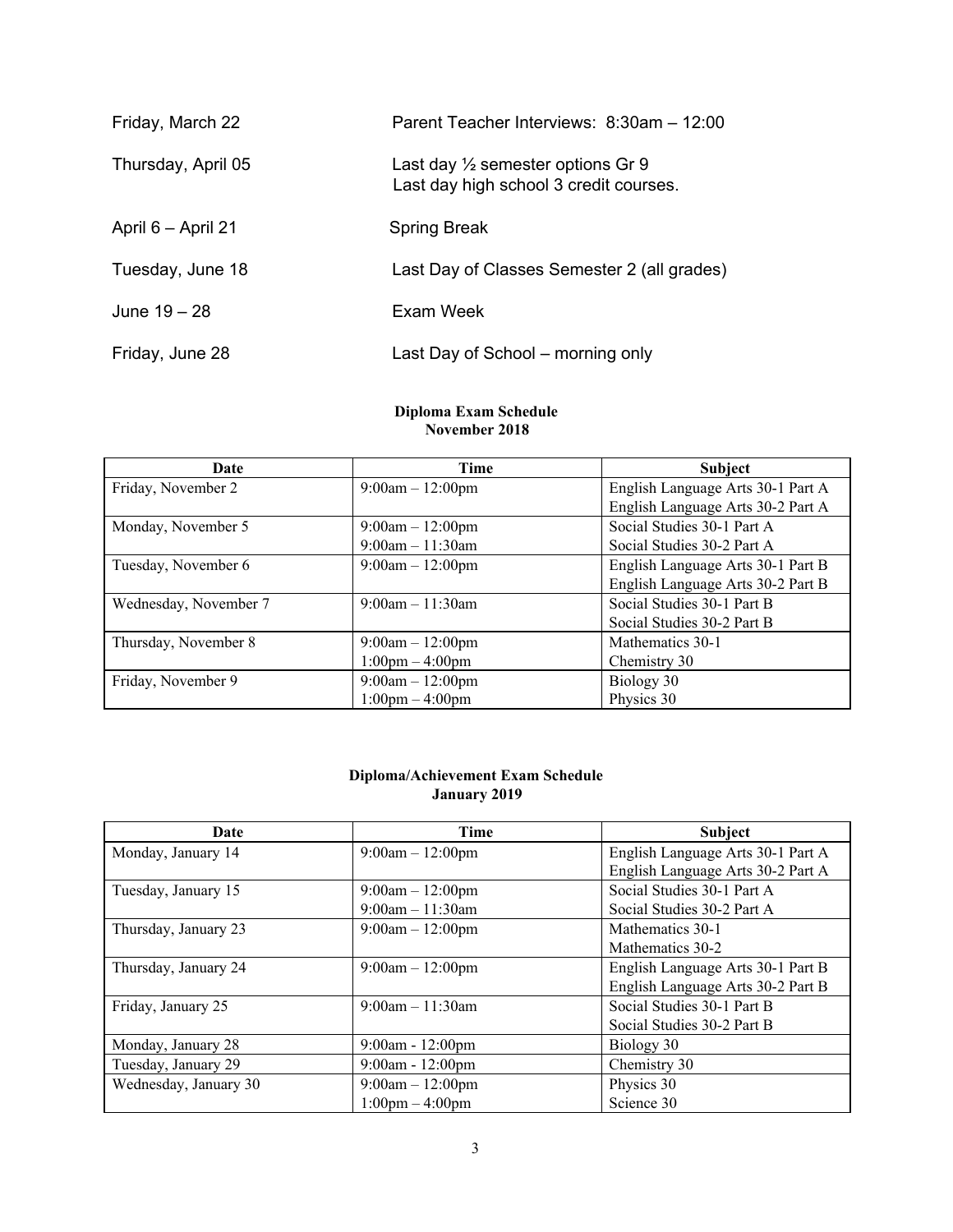| | |
|---|---|
| Friday, March 22 | Parent Teacher Interviews: 8:30am – 12:00 |
| Thursday, April 05 | Last day ½ semester options Gr 9<br>Last day high school 3 credit courses. |
| April 6 – April 21 | Spring Break |
| Tuesday, June 18 | Last Day of Classes Semester 2 (all grades) |
| June 19 – 28 | Exam Week |
| Friday, June 28 | Last Day of School – morning only |

**Diploma Exam Schedule**
**November 2018**

| Date | Time | Subject |
|---|---|---|
| Friday, November 2 | 9:00am – 12:00pm | English Language Arts 30-1 Part A<br>English Language Arts 30-2 Part A |
| Monday, November 5 | 9:00am – 12:00pm<br>9:00am – 11:30am | Social Studies 30-1 Part A<br>Social Studies 30-2 Part A |
| Tuesday, November 6 | 9:00am – 12:00pm | English Language Arts 30-1 Part B<br>English Language Arts 30-2 Part B |
| Wednesday, November 7 | 9:00am – 11:30am | Social Studies 30-1 Part B<br>Social Studies 30-2 Part B |
| Thursday, November 8 | 9:00am – 12:00pm<br>1:00pm – 4:00pm | Mathematics 30-1<br>Chemistry 30 |
| Friday, November 9 | 9:00am – 12:00pm<br>1:00pm – 4:00pm | Biology 30<br>Physics 30 |

**Diploma/Achievement Exam Schedule**
**January 2019**

| Date | Time | Subject |
|---|---|---|
| Monday, January 14 | 9:00am – 12:00pm | English Language Arts 30-1 Part A<br>English Language Arts 30-2 Part A |
| Tuesday, January 15 | 9:00am – 12:00pm<br>9:00am – 11:30am | Social Studies 30-1 Part A<br>Social Studies 30-2 Part A |
| Thursday, January 23 | 9:00am – 12:00pm | Mathematics 30-1<br>Mathematics 30-2 |
| Thursday, January 24 | 9:00am – 12:00pm | English Language Arts 30-1 Part B<br>English Language Arts 30-2 Part B |
| Friday, January 25 | 9:00am – 11:30am | Social Studies 30-1 Part B<br>Social Studies 30-2 Part B |
| Monday, January 28 | 9:00am - 12:00pm | Biology 30 |
| Tuesday, January 29 | 9:00am - 12:00pm | Chemistry 30 |
| Wednesday, January 30 | 9:00am – 12:00pm<br>1:00pm – 4:00pm | Physics 30<br>Science 30 |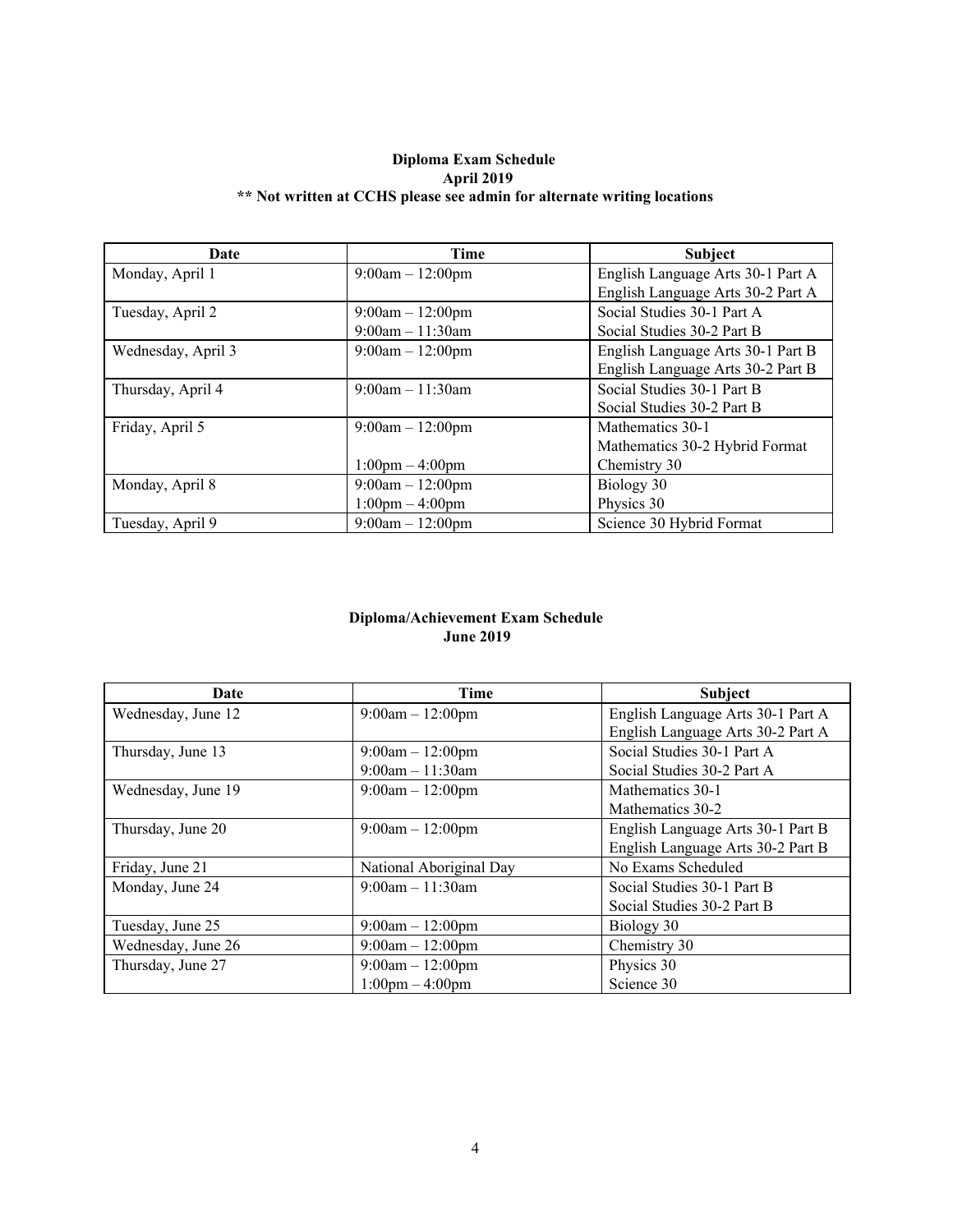**Diploma Exam Schedule**
**April 2019**
**** Not written at CCHS please see admin for alternate writing locations**

| Date | Time | Subject |
| --- | --- | --- |
| Monday, April 1 | 9:00am – 12:00pm | English Language Arts 30-1 Part A<br>English Language Arts 30-2 Part A |
| Tuesday, April 2 | 9:00am – 12:00pm<br>9:00am – 11:30am | Social Studies 30-1 Part A<br>Social Studies 30-2 Part B |
| Wednesday, April 3 | 9:00am – 12:00pm | English Language Arts 30-1 Part B<br>English Language Arts 30-2 Part B |
| Thursday, April 4 | 9:00am – 11:30am | Social Studies 30-1 Part B<br>Social Studies 30-2 Part B |
| Friday, April 5 | 9:00am – 12:00pm<br><br>1:00pm – 4:00pm | Mathematics 30-1<br>Mathematics 30-2 Hybrid Format<br>Chemistry 30 |
| Monday, April 8 | 9:00am – 12:00pm<br>1:00pm – 4:00pm | Biology 30<br>Physics 30 |
| Tuesday, April 9 | 9:00am – 12:00pm | Science 30 Hybrid Format |

**Diploma/Achievement Exam Schedule**
**June 2019**

| Date | Time | Subject |
| --- | --- | --- |
| Wednesday, June 12 | 9:00am – 12:00pm | English Language Arts 30-1 Part A<br>English Language Arts 30-2 Part A |
| Thursday, June 13 | 9:00am – 12:00pm<br>9:00am – 11:30am | Social Studies 30-1 Part A<br>Social Studies 30-2 Part A |
| Wednesday, June 19 | 9:00am – 12:00pm | Mathematics 30-1<br>Mathematics 30-2 |
| Thursday, June 20 | 9:00am – 12:00pm | English Language Arts 30-1 Part B<br>English Language Arts 30-2 Part B |
| Friday, June 21 | National Aboriginal Day | No Exams Scheduled |
| Monday, June 24 | 9:00am – 11:30am | Social Studies 30-1 Part B<br>Social Studies 30-2 Part B |
| Tuesday, June 25 | 9:00am – 12:00pm | Biology 30 |
| Wednesday, June 26 | 9:00am – 12:00pm | Chemistry 30 |
| Thursday, June 27 | 9:00am – 12:00pm<br>1:00pm – 4:00pm | Physics 30<br>Science 30 |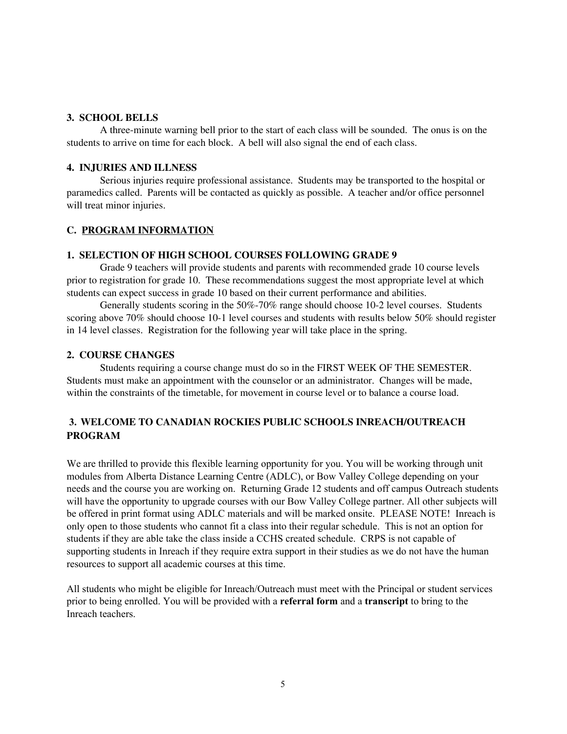### 3. SCHOOL BELLS

A three-minute warning bell prior to the start of each class will be sounded. The onus is on the students to arrive on time for each block. A bell will also signal the end of each class.

### 4. INJURIES AND ILLNESS

Serious injuries require professional assistance. Students may be transported to the hospital or paramedics called. Parents will be contacted as quickly as possible. A teacher and/or office personnel will treat minor injuries.

## C. PROGRAM INFORMATION

### 1. SELECTION OF HIGH SCHOOL COURSES FOLLOWING GRADE 9

Grade 9 teachers will provide students and parents with recommended grade 10 course levels prior to registration for grade 10. These recommendations suggest the most appropriate level at which students can expect success in grade 10 based on their current performance and abilities.

Generally students scoring in the 50%-70% range should choose 10-2 level courses. Students scoring above 70% should choose 10-1 level courses and students with results below 50% should register in 14 level classes. Registration for the following year will take place in the spring.

### 2. COURSE CHANGES

Students requiring a course change must do so in the FIRST WEEK OF THE SEMESTER. Students must make an appointment with the counselor or an administrator. Changes will be made, within the constraints of the timetable, for movement in course level or to balance a course load.

### 3. WELCOME TO CANADIAN ROCKIES PUBLIC SCHOOLS INREACH/OUTREACH PROGRAM

We are thrilled to provide this flexible learning opportunity for you. You will be working through unit modules from Alberta Distance Learning Centre (ADLC), or Bow Valley College depending on your needs and the course you are working on. Returning Grade 12 students and off campus Outreach students will have the opportunity to upgrade courses with our Bow Valley College partner. All other subjects will be offered in print format using ADLC materials and will be marked onsite. PLEASE NOTE! Inreach is only open to those students who cannot fit a class into their regular schedule. This is not an option for students if they are able take the class inside a CCHS created schedule. CRPS is not capable of supporting students in Inreach if they require extra support in their studies as we do not have the human resources to support all academic courses at this time.

All students who might be eligible for Inreach/Outreach must meet with the Principal or student services prior to being enrolled. You will be provided with a **referral form** and a **transcript** to bring to the Inreach teachers.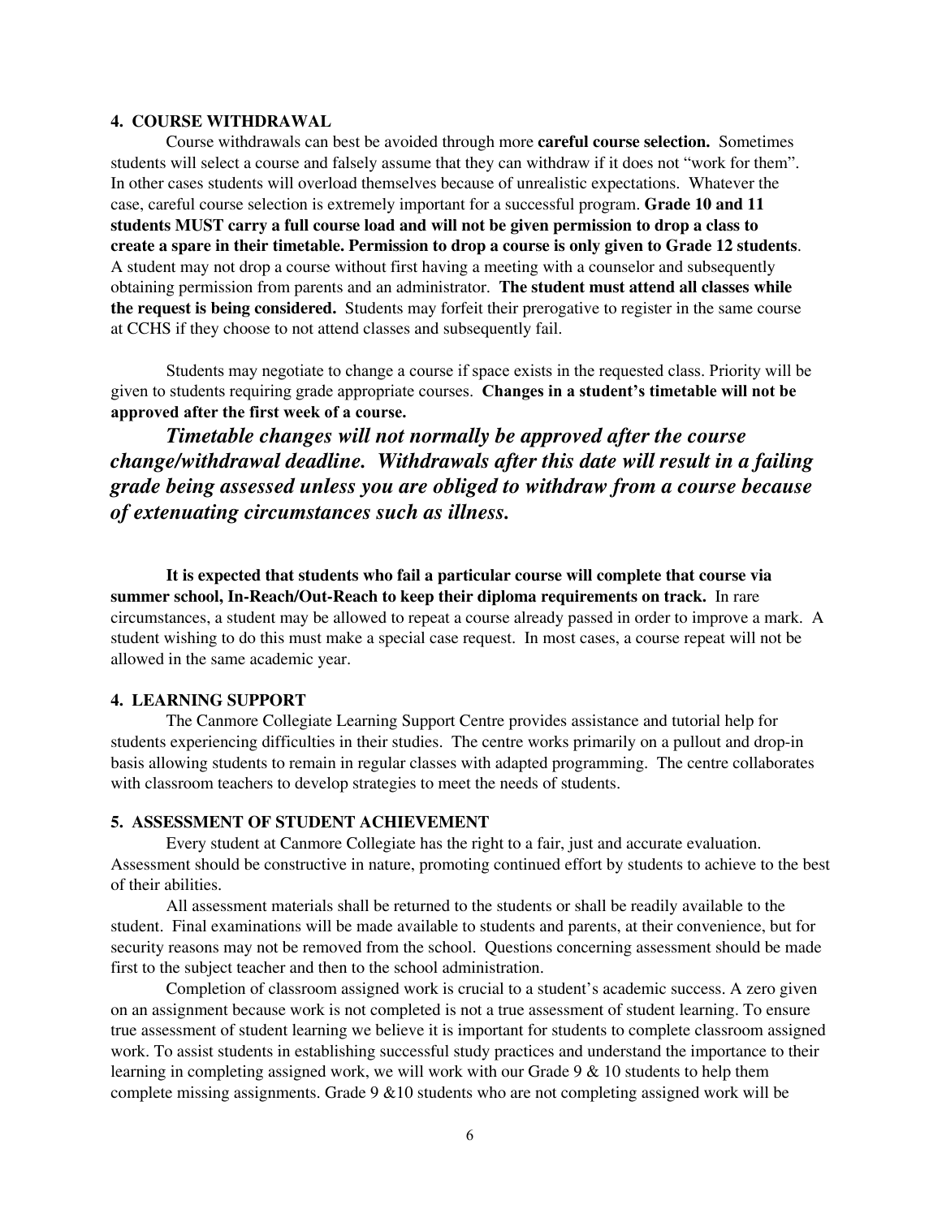**4. COURSE WITHDRAWAL**

Course withdrawals can best be avoided through more **careful course selection.** Sometimes students will select a course and falsely assume that they can withdraw if it does not "work for them". In other cases students will overload themselves because of unrealistic expectations. Whatever the case, careful course selection is extremely important for a successful program. **Grade 10 and 11 students MUST carry a full course load and will not be given permission to drop a class to create a spare in their timetable. Permission to drop a course is only given to Grade 12 students**. A student may not drop a course without first having a meeting with a counselor and subsequently obtaining permission from parents and an administrator. **The student must attend all classes while the request is being considered.** Students may forfeit their prerogative to register in the same course at CCHS if they choose to not attend classes and subsequently fail.

Students may negotiate to change a course if space exists in the requested class. Priority will be given to students requiring grade appropriate courses. **Changes in a student's timetable will not be approved after the first week of a course.**

***Timetable changes will not normally be approved after the course change/withdrawal deadline. Withdrawals after this date will result in a failing grade being assessed unless you are obliged to withdraw from a course because of extenuating circumstances such as illness.***

**It is expected that students who fail a particular course will complete that course via summer school, In-Reach/Out-Reach to keep their diploma requirements on track.** In rare circumstances, a student may be allowed to repeat a course already passed in order to improve a mark. A student wishing to do this must make a special case request. In most cases, a course repeat will not be allowed in the same academic year.

**4. LEARNING SUPPORT**

The Canmore Collegiate Learning Support Centre provides assistance and tutorial help for students experiencing difficulties in their studies. The centre works primarily on a pullout and drop-in basis allowing students to remain in regular classes with adapted programming. The centre collaborates with classroom teachers to develop strategies to meet the needs of students.

**5. ASSESSMENT OF STUDENT ACHIEVEMENT**

Every student at Canmore Collegiate has the right to a fair, just and accurate evaluation. Assessment should be constructive in nature, promoting continued effort by students to achieve to the best of their abilities.

All assessment materials shall be returned to the students or shall be readily available to the student. Final examinations will be made available to students and parents, at their convenience, but for security reasons may not be removed from the school. Questions concerning assessment should be made first to the subject teacher and then to the school administration.

Completion of classroom assigned work is crucial to a student's academic success. A zero given on an assignment because work is not completed is not a true assessment of student learning. To ensure true assessment of student learning we believe it is important for students to complete classroom assigned work. To assist students in establishing successful study practices and understand the importance to their learning in completing assigned work, we will work with our Grade 9 & 10 students to help them complete missing assignments. Grade 9 &10 students who are not completing assigned work will be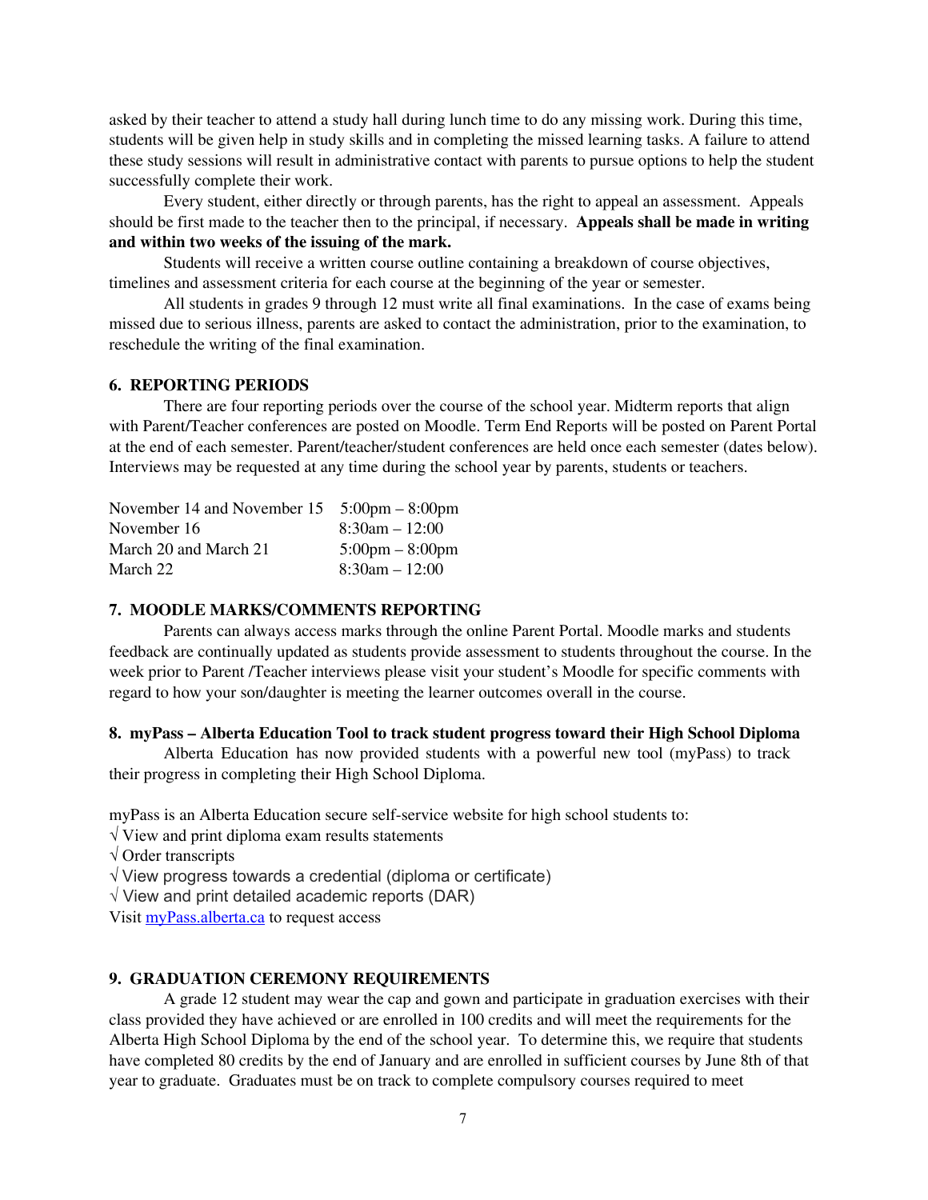asked by their teacher to attend a study hall during lunch time to do any missing work. During this time, students will be given help in study skills and in completing the missed learning tasks. A failure to attend these study sessions will result in administrative contact with parents to pursue options to help the student successfully complete their work.

Every student, either directly or through parents, has the right to appeal an assessment. Appeals should be first made to the teacher then to the principal, if necessary. **Appeals shall be made in writing and within two weeks of the issuing of the mark.**

Students will receive a written course outline containing a breakdown of course objectives, timelines and assessment criteria for each course at the beginning of the year or semester.

All students in grades 9 through 12 must write all final examinations. In the case of exams being missed due to serious illness, parents are asked to contact the administration, prior to the examination, to reschedule the writing of the final examination.

### 6. REPORTING PERIODS

There are four reporting periods over the course of the school year. Midterm reports that align with Parent/Teacher conferences are posted on Moodle. Term End Reports will be posted on Parent Portal at the end of each semester. Parent/teacher/student conferences are held once each semester (dates below). Interviews may be requested at any time during the school year by parents, students or teachers.

| | |
|---|---|
| November 14 and November 15 | 5:00pm – 8:00pm |
| November 16 | 8:30am – 12:00 |
| March 20 and March 21 | 5:00pm – 8:00pm |
| March 22 | 8:30am – 12:00 |

### 7. MOODLE MARKS/COMMENTS REPORTING

Parents can always access marks through the online Parent Portal. Moodle marks and students feedback are continually updated as students provide assessment to students throughout the course. In the week prior to Parent /Teacher interviews please visit your student's Moodle for specific comments with regard to how your son/daughter is meeting the learner outcomes overall in the course.

### 8. myPass – Alberta Education Tool to track student progress toward their High School Diploma

Alberta Education has now provided students with a powerful new tool (myPass) to track their progress in completing their High School Diploma.

myPass is an Alberta Education secure self-service website for high school students to:

√ View and print diploma exam results statements
√ Order transcripts
√ View progress towards a credential (diploma or certificate)
√ View and print detailed academic reports (DAR)

Visit [myPass.alberta.ca](myPass.alberta.ca) to request access

### 9. GRADUATION CEREMONY REQUIREMENTS

A grade 12 student may wear the cap and gown and participate in graduation exercises with their class provided they have achieved or are enrolled in 100 credits and will meet the requirements for the Alberta High School Diploma by the end of the school year. To determine this, we require that students have completed 80 credits by the end of January and are enrolled in sufficient courses by June 8th of that year to graduate. Graduates must be on track to complete compulsory courses required to meet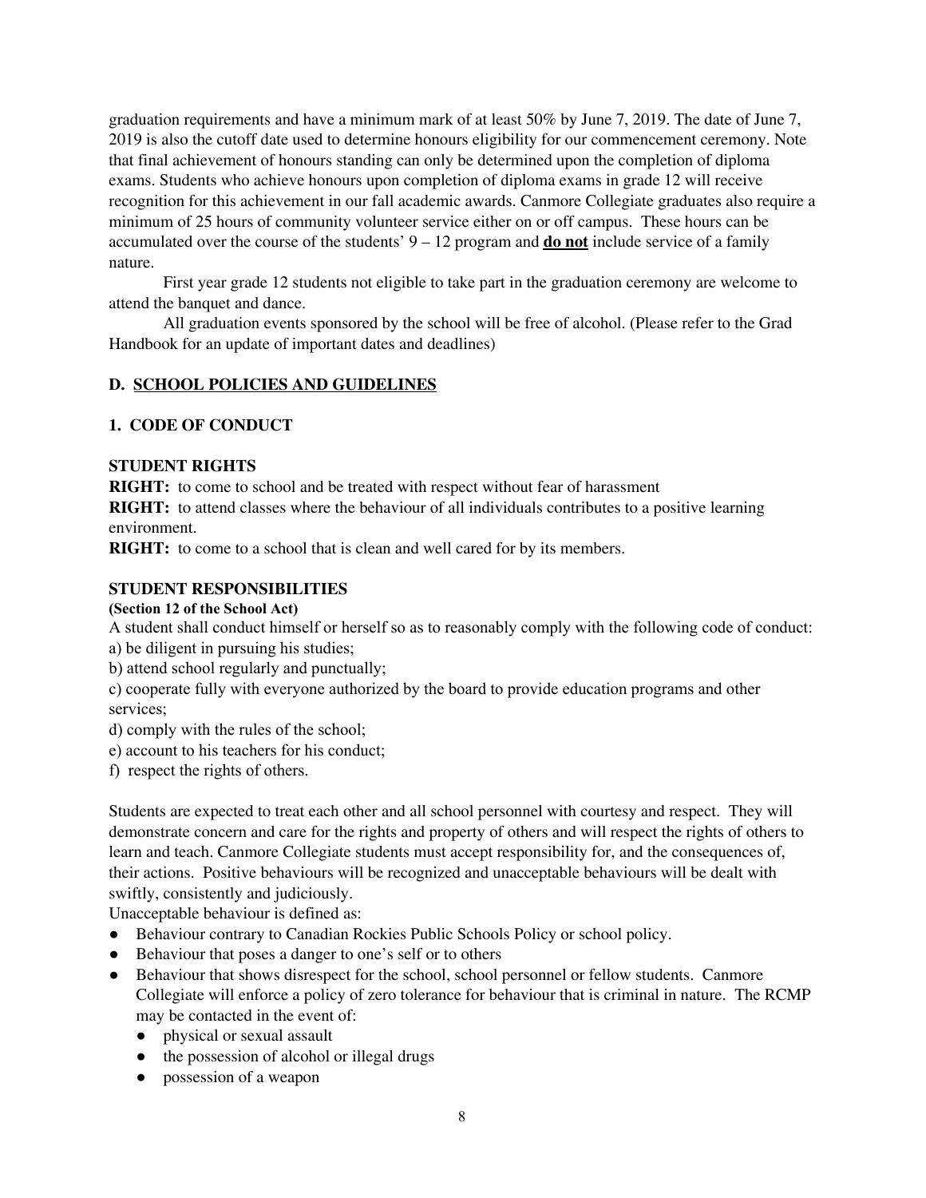graduation requirements and have a minimum mark of at least 50% by June 7, 2019. The date of June 7, 2019 is also the cutoff date used to determine honours eligibility for our commencement ceremony. Note that final achievement of honours standing can only be determined upon the completion of diploma exams. Students who achieve honours upon completion of diploma exams in grade 12 will receive recognition for this achievement in our fall academic awards. Canmore Collegiate graduates also require a minimum of 25 hours of community volunteer service either on or off campus. These hours can be accumulated over the course of the students' 9 – 12 program and **do not** include service of a family nature.

First year grade 12 students not eligible to take part in the graduation ceremony are welcome to attend the banquet and dance.

All graduation events sponsored by the school will be free of alcohol. (Please refer to the Grad Handbook for an update of important dates and deadlines)

## D. SCHOOL POLICIES AND GUIDELINES

### 1. CODE OF CONDUCT

#### STUDENT RIGHTS

**RIGHT:** to come to school and be treated with respect without fear of harassment

**RIGHT:** to attend classes where the behaviour of all individuals contributes to a positive learning environment.

**RIGHT:** to come to a school that is clean and well cared for by its members.

#### STUDENT RESPONSIBILITIES

**(Section 12 of the School Act)**

A student shall conduct himself or herself so as to reasonably comply with the following code of conduct:

a) be diligent in pursuing his studies;

b) attend school regularly and punctually;

c) cooperate fully with everyone authorized by the board to provide education programs and other services;

d) comply with the rules of the school;

e) account to his teachers for his conduct;

f) respect the rights of others.

Students are expected to treat each other and all school personnel with courtesy and respect. They will demonstrate concern and care for the rights and property of others and will respect the rights of others to learn and teach. Canmore Collegiate students must accept responsibility for, and the consequences of, their actions. Positive behaviours will be recognized and unacceptable behaviours will be dealt with swiftly, consistently and judiciously.

Unacceptable behaviour is defined as:

- Behaviour contrary to Canadian Rockies Public Schools Policy or school policy.
- Behaviour that poses a danger to one's self or to others
- Behaviour that shows disrespect for the school, school personnel or fellow students. Canmore Collegiate will enforce a policy of zero tolerance for behaviour that is criminal in nature. The RCMP may be contacted in the event of:
  - physical or sexual assault
  - the possession of alcohol or illegal drugs
  - possession of a weapon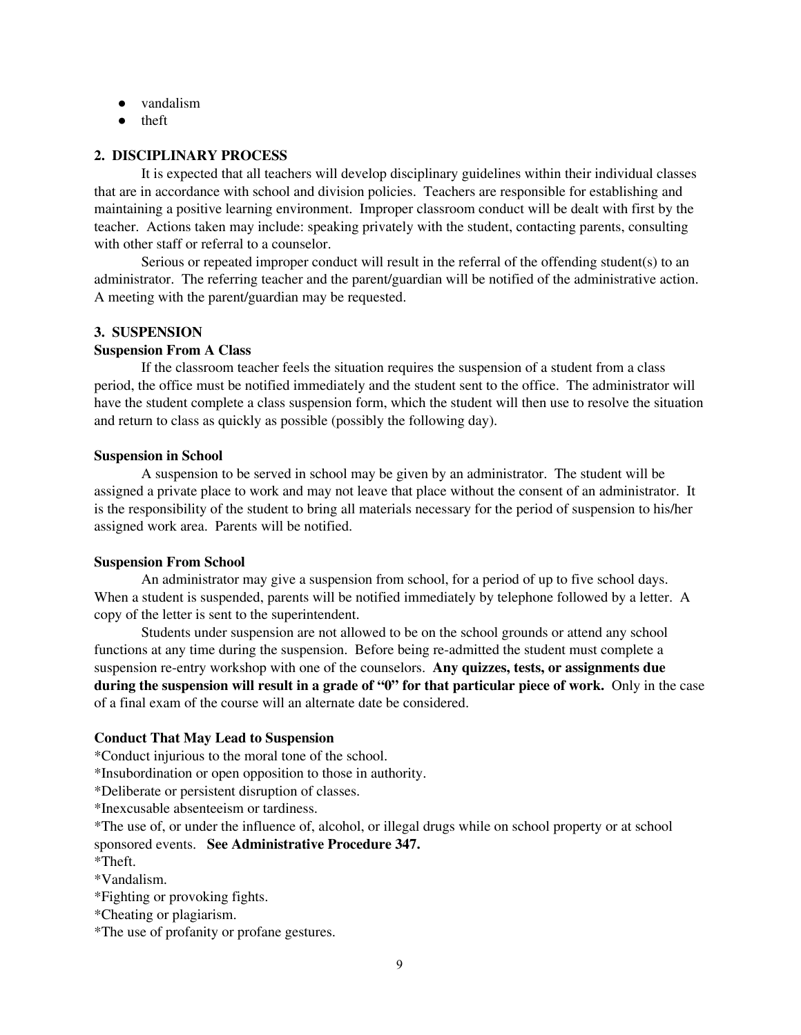- vandalism
- theft

## 2. DISCIPLINARY PROCESS

It is expected that all teachers will develop disciplinary guidelines within their individual classes that are in accordance with school and division policies. Teachers are responsible for establishing and maintaining a positive learning environment. Improper classroom conduct will be dealt with first by the teacher. Actions taken may include: speaking privately with the student, contacting parents, consulting with other staff or referral to a counselor.

Serious or repeated improper conduct will result in the referral of the offending student(s) to an administrator. The referring teacher and the parent/guardian will be notified of the administrative action. A meeting with the parent/guardian may be requested.

## 3. SUSPENSION

### Suspension From A Class

If the classroom teacher feels the situation requires the suspension of a student from a class period, the office must be notified immediately and the student sent to the office. The administrator will have the student complete a class suspension form, which the student will then use to resolve the situation and return to class as quickly as possible (possibly the following day).

### Suspension in School

A suspension to be served in school may be given by an administrator. The student will be assigned a private place to work and may not leave that place without the consent of an administrator. It is the responsibility of the student to bring all materials necessary for the period of suspension to his/her assigned work area. Parents will be notified.

### Suspension From School

An administrator may give a suspension from school, for a period of up to five school days. When a student is suspended, parents will be notified immediately by telephone followed by a letter. A copy of the letter is sent to the superintendent.

Students under suspension are not allowed to be on the school grounds or attend any school functions at any time during the suspension. Before being re-admitted the student must complete a suspension re-entry workshop with one of the counselors. **Any quizzes, tests, or assignments due during the suspension will result in a grade of "0" for that particular piece of work.** Only in the case of a final exam of the course will an alternate date be considered.

### Conduct That May Lead to Suspension

*Conduct injurious to the moral tone of the school.
*Insubordination or open opposition to those in authority.
*Deliberate or persistent disruption of classes.
*Inexcusable absenteeism or tardiness.
*The use of, or under the influence of, alcohol, or illegal drugs while on school property or at school sponsored events. **See Administrative Procedure 347.**
*Theft.
*Vandalism.
*Fighting or provoking fights.
*Cheating or plagiarism.
*The use of profanity or profane gestures.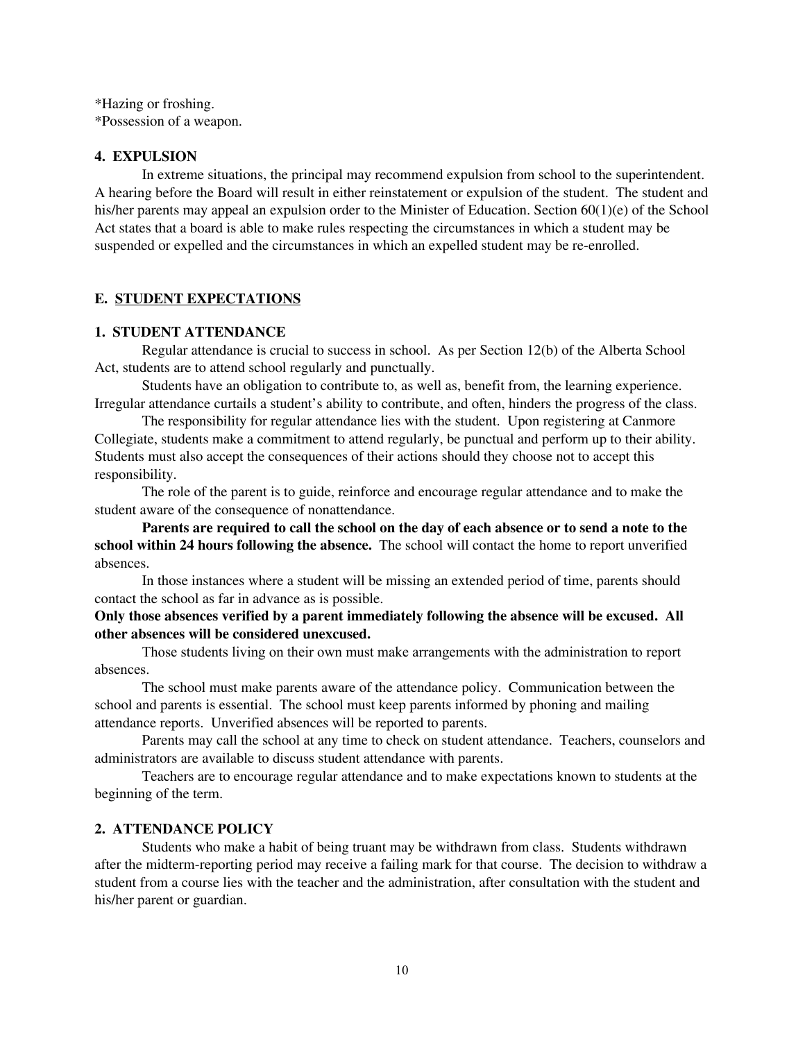*Hazing or froshing.
*Possession of a weapon.

### 4. EXPULSION

In extreme situations, the principal may recommend expulsion from school to the superintendent. A hearing before the Board will result in either reinstatement or expulsion of the student. The student and his/her parents may appeal an expulsion order to the Minister of Education. Section 60(1)(e) of the School Act states that a board is able to make rules respecting the circumstances in which a student may be suspended or expelled and the circumstances in which an expelled student may be re-enrolled.

## E. STUDENT EXPECTATIONS

### 1. STUDENT ATTENDANCE

Regular attendance is crucial to success in school. As per Section 12(b) of the Alberta School Act, students are to attend school regularly and punctually.

Students have an obligation to contribute to, as well as, benefit from, the learning experience. Irregular attendance curtails a student's ability to contribute, and often, hinders the progress of the class.

The responsibility for regular attendance lies with the student. Upon registering at Canmore Collegiate, students make a commitment to attend regularly, be punctual and perform up to their ability. Students must also accept the consequences of their actions should they choose not to accept this responsibility.

The role of the parent is to guide, reinforce and encourage regular attendance and to make the student aware of the consequence of nonattendance.

**Parents are required to call the school on the day of each absence or to send a note to the school within 24 hours following the absence.** The school will contact the home to report unverified absences.

In those instances where a student will be missing an extended period of time, parents should contact the school as far in advance as is possible.

**Only those absences verified by a parent immediately following the absence will be excused. All other absences will be considered unexcused.**

Those students living on their own must make arrangements with the administration to report absences.

The school must make parents aware of the attendance policy. Communication between the school and parents is essential. The school must keep parents informed by phoning and mailing attendance reports. Unverified absences will be reported to parents.

Parents may call the school at any time to check on student attendance. Teachers, counselors and administrators are available to discuss student attendance with parents.

Teachers are to encourage regular attendance and to make expectations known to students at the beginning of the term.

### 2. ATTENDANCE POLICY

Students who make a habit of being truant may be withdrawn from class. Students withdrawn after the midterm-reporting period may receive a failing mark for that course. The decision to withdraw a student from a course lies with the teacher and the administration, after consultation with the student and his/her parent or guardian.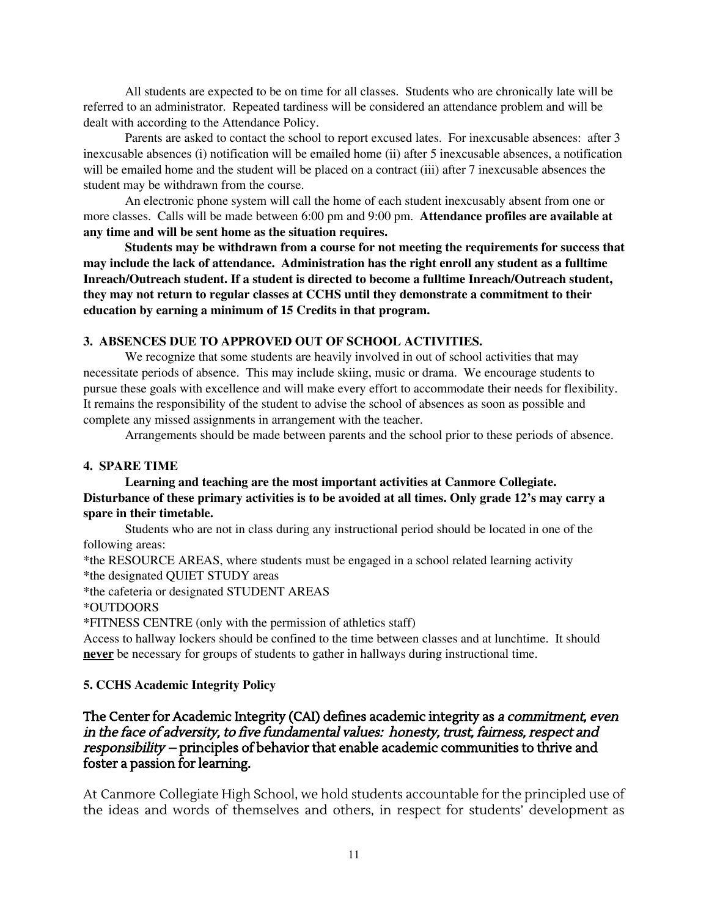All students are expected to be on time for all classes. Students who are chronically late will be referred to an administrator. Repeated tardiness will be considered an attendance problem and will be dealt with according to the Attendance Policy.

Parents are asked to contact the school to report excused lates. For inexcusable absences: after 3 inexcusable absences (i) notification will be emailed home (ii) after 5 inexcusable absences, a notification will be emailed home and the student will be placed on a contract (iii) after 7 inexcusable absences the student may be withdrawn from the course.

An electronic phone system will call the home of each student inexcusably absent from one or more classes. Calls will be made between 6:00 pm and 9:00 pm. **Attendance profiles are available at any time and will be sent home as the situation requires.**

**Students may be withdrawn from a course for not meeting the requirements for success that may include the lack of attendance. Administration has the right enroll any student as a fulltime Inreach/Outreach student. If a student is directed to become a fulltime Inreach/Outreach student, they may not return to regular classes at CCHS until they demonstrate a commitment to their education by earning a minimum of 15 Credits in that program.**

#### 3. ABSENCES DUE TO APPROVED OUT OF SCHOOL ACTIVITIES.

We recognize that some students are heavily involved in out of school activities that may necessitate periods of absence. This may include skiing, music or drama. We encourage students to pursue these goals with excellence and will make every effort to accommodate their needs for flexibility. It remains the responsibility of the student to advise the school of absences as soon as possible and complete any missed assignments in arrangement with the teacher.

Arrangements should be made between parents and the school prior to these periods of absence.

#### 4. SPARE TIME

**Learning and teaching are the most important activities at Canmore Collegiate. Disturbance of these primary activities is to be avoided at all times. Only grade 12's may carry a spare in their timetable.**

Students who are not in class during any instructional period should be located in one of the following areas:

*the RESOURCE AREAS, where students must be engaged in a school related learning activity
*the designated QUIET STUDY areas
*the cafeteria or designated STUDENT AREAS
*OUTDOORS
*FITNESS CENTRE (only with the permission of athletics staff)

Access to hallway lockers should be confined to the time between classes and at lunchtime. It should **never** be necessary for groups of students to gather in hallways during instructional time.

#### 5. CCHS Academic Integrity Policy

**The Center for Academic Integrity (CAI) defines academic integrity as *a commitment, even in the face of adversity, to five fundamental values: honesty, trust, fairness, respect and responsibility* – principles of behavior that enable academic communities to thrive and foster a passion for learning.**

At Canmore Collegiate High School, we hold students accountable for the principled use of the ideas and words of themselves and others, in respect for students' development as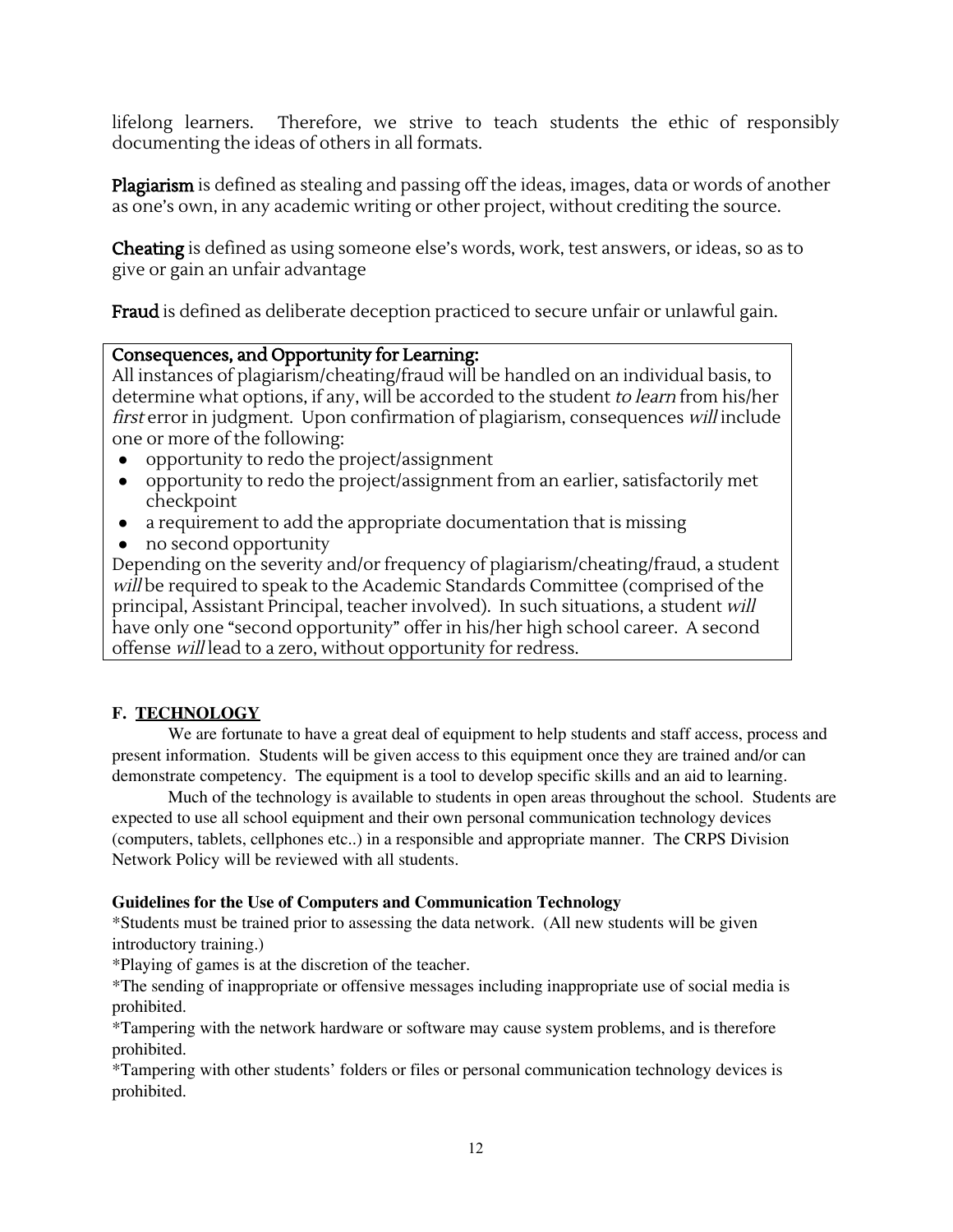lifelong learners. Therefore, we strive to teach students the ethic of responsibly documenting the ideas of others in all formats.

**Plagiarism** is defined as stealing and passing off the ideas, images, data or words of another as one's own, in any academic writing or other project, without crediting the source.

**Cheating** is defined as using someone else's words, work, test answers, or ideas, so as to give or gain an unfair advantage

**Fraud** is defined as deliberate deception practiced to secure unfair or unlawful gain.

**Consequences, and Opportunity for Learning:**
All instances of plagiarism/cheating/fraud will be handled on an individual basis, to determine what options, if any, will be accorded to the student *to learn* from his/her *first* error in judgment. Upon confirmation of plagiarism, consequences *will* include one or more of the following:

- opportunity to redo the project/assignment
- opportunity to redo the project/assignment from an earlier, satisfactorily met checkpoint
- a requirement to add the appropriate documentation that is missing
- no second opportunity

Depending on the severity and/or frequency of plagiarism/cheating/fraud, a student *will* be required to speak to the Academic Standards Committee (comprised of the principal, Assistant Principal, teacher involved). In such situations, a student *will* have only one "second opportunity" offer in his/her high school career. A second offense *will* lead to a zero, without opportunity for redress.

## F. TECHNOLOGY

We are fortunate to have a great deal of equipment to help students and staff access, process and present information. Students will be given access to this equipment once they are trained and/or can demonstrate competency. The equipment is a tool to develop specific skills and an aid to learning.

Much of the technology is available to students in open areas throughout the school. Students are expected to use all school equipment and their own personal communication technology devices (computers, tablets, cellphones etc..) in a responsible and appropriate manner. The CRPS Division Network Policy will be reviewed with all students.

**Guidelines for the Use of Computers and Communication Technology**

*Students must be trained prior to assessing the data network. (All new students will be given introductory training.)

*Playing of games is at the discretion of the teacher.

*The sending of inappropriate or offensive messages including inappropriate use of social media is prohibited.

*Tampering with the network hardware or software may cause system problems, and is therefore prohibited.

*Tampering with other students' folders or files or personal communication technology devices is prohibited.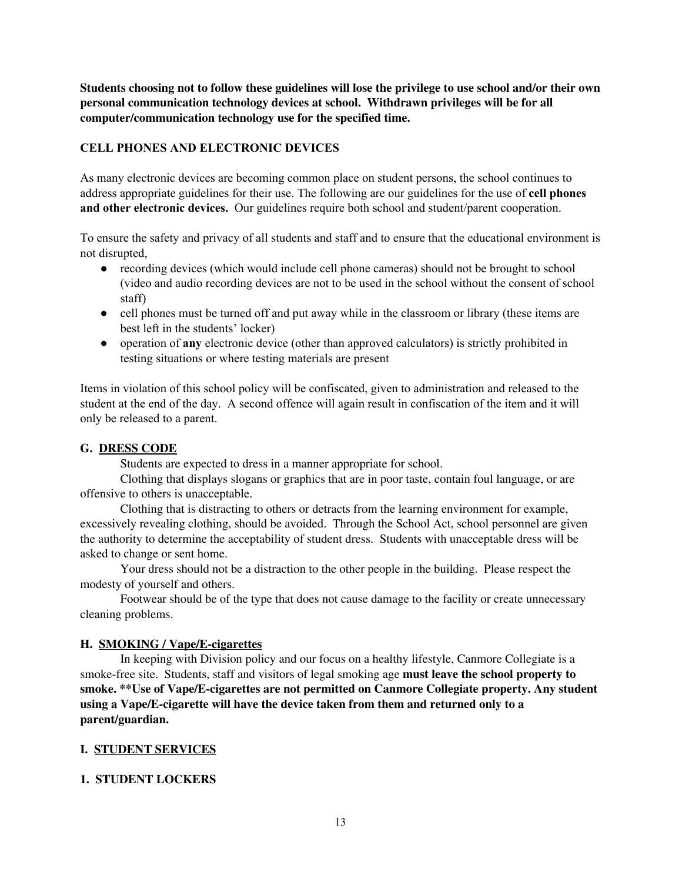**Students choosing not to follow these guidelines will lose the privilege to use school and/or their own personal communication technology devices at school. Withdrawn privileges will be for all computer/communication technology use for the specified time.**

### CELL PHONES AND ELECTRONIC DEVICES

As many electronic devices are becoming common place on student persons, the school continues to address appropriate guidelines for their use. The following are our guidelines for the use of **cell phones and other electronic devices.** Our guidelines require both school and student/parent cooperation.

To ensure the safety and privacy of all students and staff and to ensure that the educational environment is not disrupted,

- recording devices (which would include cell phone cameras) should not be brought to school (video and audio recording devices are not to be used in the school without the consent of school staff)
- cell phones must be turned off and put away while in the classroom or library (these items are best left in the students' locker)
- operation of **any** electronic device (other than approved calculators) is strictly prohibited in testing situations or where testing materials are present

Items in violation of this school policy will be confiscated, given to administration and released to the student at the end of the day. A second offence will again result in confiscation of the item and it will only be released to a parent.

### G. DRESS CODE

Students are expected to dress in a manner appropriate for school.

Clothing that displays slogans or graphics that are in poor taste, contain foul language, or are offensive to others is unacceptable.

Clothing that is distracting to others or detracts from the learning environment for example, excessively revealing clothing, should be avoided. Through the School Act, school personnel are given the authority to determine the acceptability of student dress. Students with unacceptable dress will be asked to change or sent home.

Your dress should not be a distraction to the other people in the building. Please respect the modesty of yourself and others.

Footwear should be of the type that does not cause damage to the facility or create unnecessary cleaning problems.

### H. SMOKING / Vape/E-cigarettes

In keeping with Division policy and our focus on a healthy lifestyle, Canmore Collegiate is a smoke-free site. Students, staff and visitors of legal smoking age **must leave the school property to smoke. \*\*Use of Vape/E-cigarettes are not permitted on Canmore Collegiate property. Any student using a Vape/E-cigarette will have the device taken from them and returned only to a parent/guardian.**

### I. STUDENT SERVICES

### 1. STUDENT LOCKERS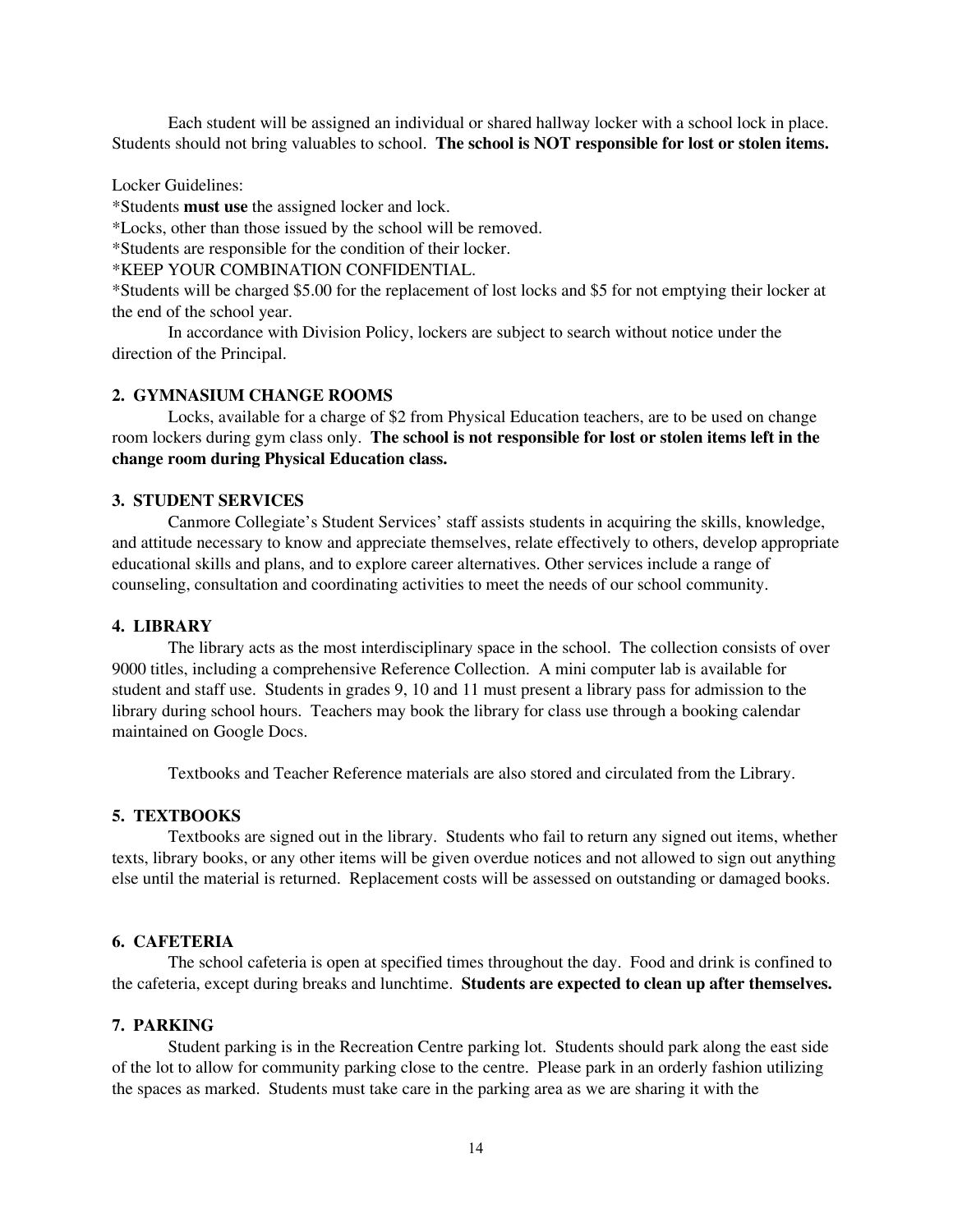Each student will be assigned an individual or shared hallway locker with a school lock in place. Students should not bring valuables to school. **The school is NOT responsible for lost or stolen items.**

Locker Guidelines:

*Students **must use** the assigned locker and lock.

*Locks, other than those issued by the school will be removed.

*Students are responsible for the condition of their locker.

*KEEP YOUR COMBINATION CONFIDENTIAL.

*Students will be charged $5.00 for the replacement of lost locks and $5 for not emptying their locker at the end of the school year.

In accordance with Division Policy, lockers are subject to search without notice under the direction of the Principal.

### 2. GYMNASIUM CHANGE ROOMS

Locks, available for a charge of $2 from Physical Education teachers, are to be used on change room lockers during gym class only. **The school is not responsible for lost or stolen items left in the change room during Physical Education class.**

### 3. STUDENT SERVICES

Canmore Collegiate's Student Services' staff assists students in acquiring the skills, knowledge, and attitude necessary to know and appreciate themselves, relate effectively to others, develop appropriate educational skills and plans, and to explore career alternatives. Other services include a range of counseling, consultation and coordinating activities to meet the needs of our school community.

### 4. LIBRARY

The library acts as the most interdisciplinary space in the school. The collection consists of over 9000 titles, including a comprehensive Reference Collection. A mini computer lab is available for student and staff use. Students in grades 9, 10 and 11 must present a library pass for admission to the library during school hours. Teachers may book the library for class use through a booking calendar maintained on Google Docs.

Textbooks and Teacher Reference materials are also stored and circulated from the Library.

### 5. TEXTBOOKS

Textbooks are signed out in the library. Students who fail to return any signed out items, whether texts, library books, or any other items will be given overdue notices and not allowed to sign out anything else until the material is returned. Replacement costs will be assessed on outstanding or damaged books.

### 6. CAFETERIA

The school cafeteria is open at specified times throughout the day. Food and drink is confined to the cafeteria, except during breaks and lunchtime. **Students are expected to clean up after themselves.**

### 7. PARKING

Student parking is in the Recreation Centre parking lot. Students should park along the east side of the lot to allow for community parking close to the centre. Please park in an orderly fashion utilizing the spaces as marked. Students must take care in the parking area as we are sharing it with the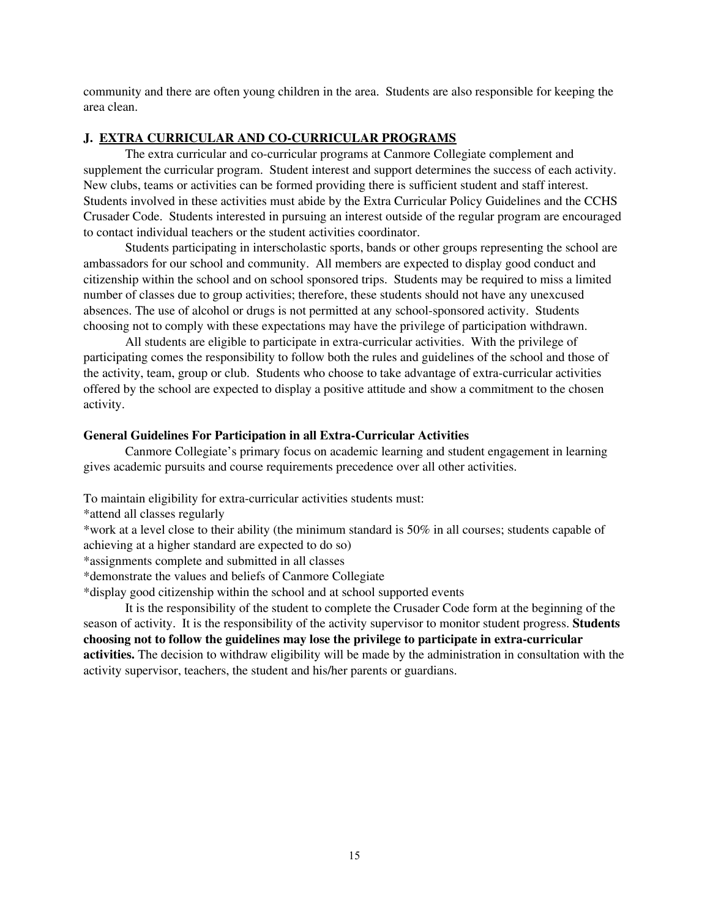community and there are often young children in the area. Students are also responsible for keeping the area clean.

### J. EXTRA CURRICULAR AND CO-CURRICULAR PROGRAMS

The extra curricular and co-curricular programs at Canmore Collegiate complement and supplement the curricular program. Student interest and support determines the success of each activity. New clubs, teams or activities can be formed providing there is sufficient student and staff interest. Students involved in these activities must abide by the Extra Curricular Policy Guidelines and the CCHS Crusader Code. Students interested in pursuing an interest outside of the regular program are encouraged to contact individual teachers or the student activities coordinator.

Students participating in interscholastic sports, bands or other groups representing the school are ambassadors for our school and community. All members are expected to display good conduct and citizenship within the school and on school sponsored trips. Students may be required to miss a limited number of classes due to group activities; therefore, these students should not have any unexcused absences. The use of alcohol or drugs is not permitted at any school-sponsored activity. Students choosing not to comply with these expectations may have the privilege of participation withdrawn.

All students are eligible to participate in extra-curricular activities. With the privilege of participating comes the responsibility to follow both the rules and guidelines of the school and those of the activity, team, group or club. Students who choose to take advantage of extra-curricular activities offered by the school are expected to display a positive attitude and show a commitment to the chosen activity.

#### General Guidelines For Participation in all Extra-Curricular Activities

Canmore Collegiate's primary focus on academic learning and student engagement in learning gives academic pursuits and course requirements precedence over all other activities.

To maintain eligibility for extra-curricular activities students must:

*attend all classes regularly

*work at a level close to their ability (the minimum standard is 50% in all courses; students capable of achieving at a higher standard are expected to do so)

*assignments complete and submitted in all classes

*demonstrate the values and beliefs of Canmore Collegiate

*display good citizenship within the school and at school supported events

It is the responsibility of the student to complete the Crusader Code form at the beginning of the season of activity. It is the responsibility of the activity supervisor to monitor student progress. **Students choosing not to follow the guidelines may lose the privilege to participate in extra-curricular activities.** The decision to withdraw eligibility will be made by the administration in consultation with the activity supervisor, teachers, the student and his/her parents or guardians.